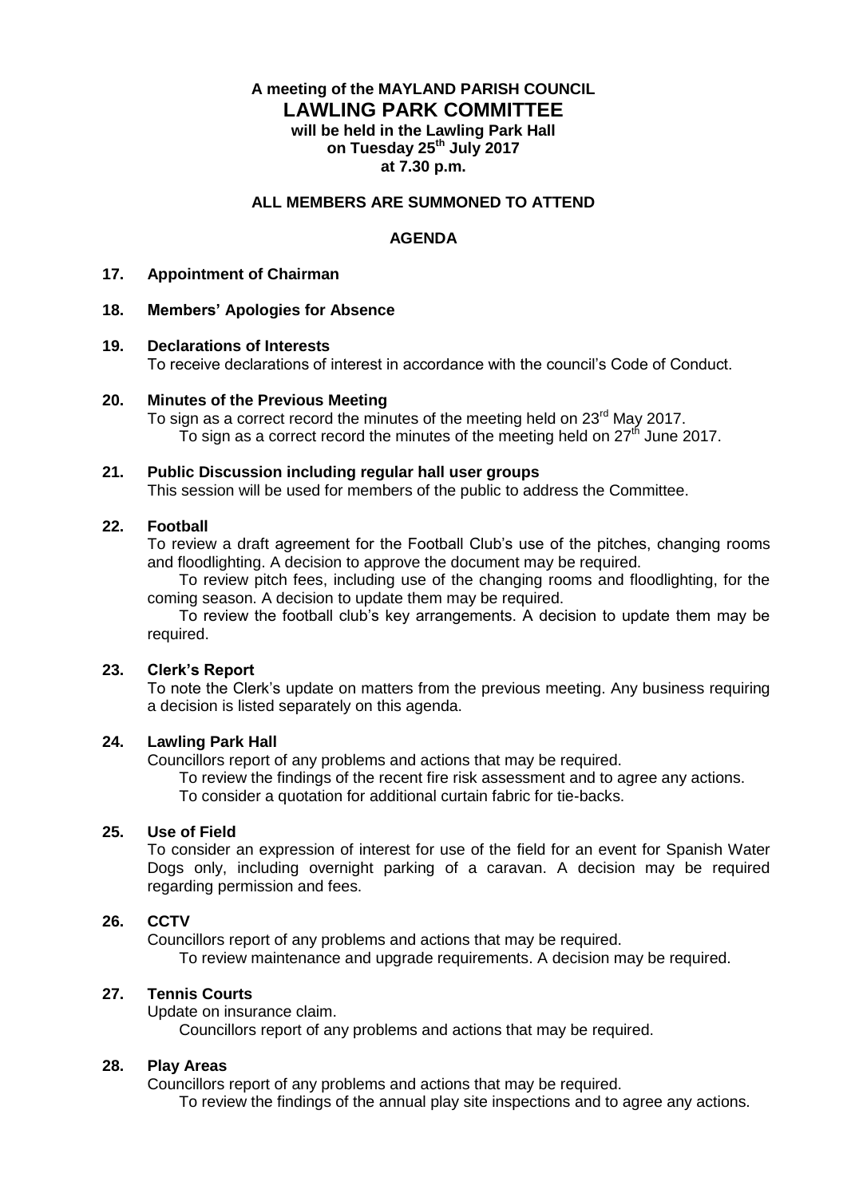**A meeting of the MAYLAND PARISH COUNCIL**

# LAWLING PARK COMMITTEE

**will be held in the Lawling Park Hall**
**on Tuesday 25th July 2017**
**at 7.30 p.m.**

**ALL MEMBERS ARE SUMMONED TO ATTEND**

**AGENDA**

**17. Appointment of Chairman**

**18. Members' Apologies for Absence**

**19. Declarations of Interests**

To receive declarations of interest in accordance with the council's Code of Conduct.

**20. Minutes of the Previous Meeting**

To sign as a correct record the minutes of the meeting held on 23rd May 2017.

To sign as a correct record the minutes of the meeting held on 27th June 2017.

**21. Public Discussion including regular hall user groups**

This session will be used for members of the public to address the Committee.

**22. Football**

To review a draft agreement for the Football Club's use of the pitches, changing rooms and floodlighting. A decision to approve the document may be required.

To review pitch fees, including use of the changing rooms and floodlighting, for the coming season. A decision to update them may be required.

To review the football club's key arrangements. A decision to update them may be required.

**23. Clerk's Report**

To note the Clerk's update on matters from the previous meeting. Any business requiring a decision is listed separately on this agenda.

**24. Lawling Park Hall**

Councillors report of any problems and actions that may be required.

To review the findings of the recent fire risk assessment and to agree any actions.

To consider a quotation for additional curtain fabric for tie-backs.

**25. Use of Field**

To consider an expression of interest for use of the field for an event for Spanish Water Dogs only, including overnight parking of a caravan. A decision may be required regarding permission and fees.

**26. CCTV**

Councillors report of any problems and actions that may be required.

To review maintenance and upgrade requirements. A decision may be required.

**27. Tennis Courts**

Update on insurance claim.

Councillors report of any problems and actions that may be required.

**28. Play Areas**

Councillors report of any problems and actions that may be required.

To review the findings of the annual play site inspections and to agree any actions.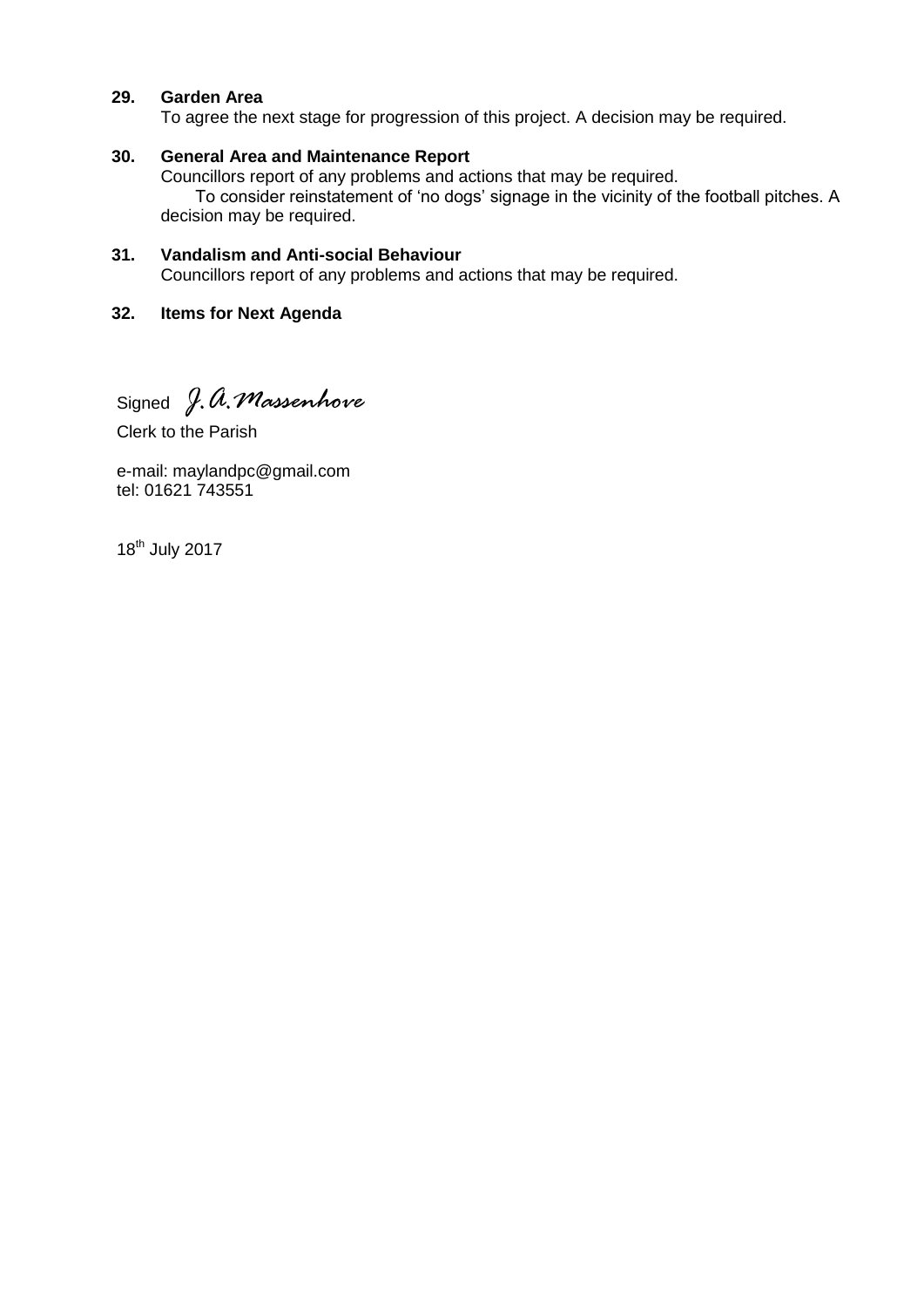**29. Garden Area**

To agree the next stage for progression of this project. A decision may be required.

**30. General Area and Maintenance Report**

Councillors report of any problems and actions that may be required.

To consider reinstatement of 'no dogs' signage in the vicinity of the football pitches. A decision may be required.

**31. Vandalism and Anti-social Behaviour**

Councillors report of any problems and actions that may be required.

**32. Items for Next Agenda**

Signed *J.A.Massenhove*

Clerk to the Parish

e-mail: maylandpc@gmail.com
tel: 01621 743551

18th July 2017